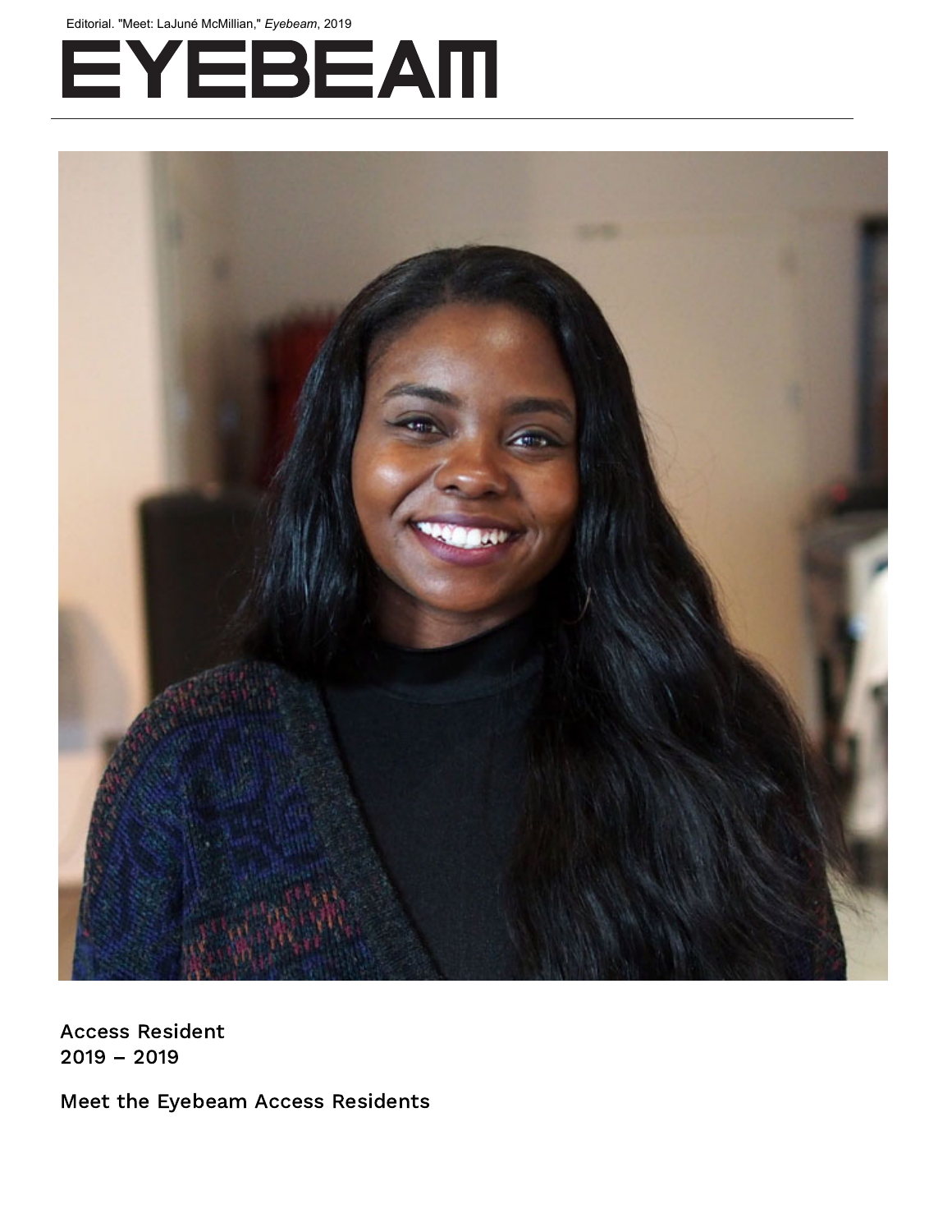Editorial. "Meet: LaJuné McMillian," *Eyebeam*, 2019

# EYEBEAM

Access Resident
2019 – 2019

Meet the Eyebeam Access Residents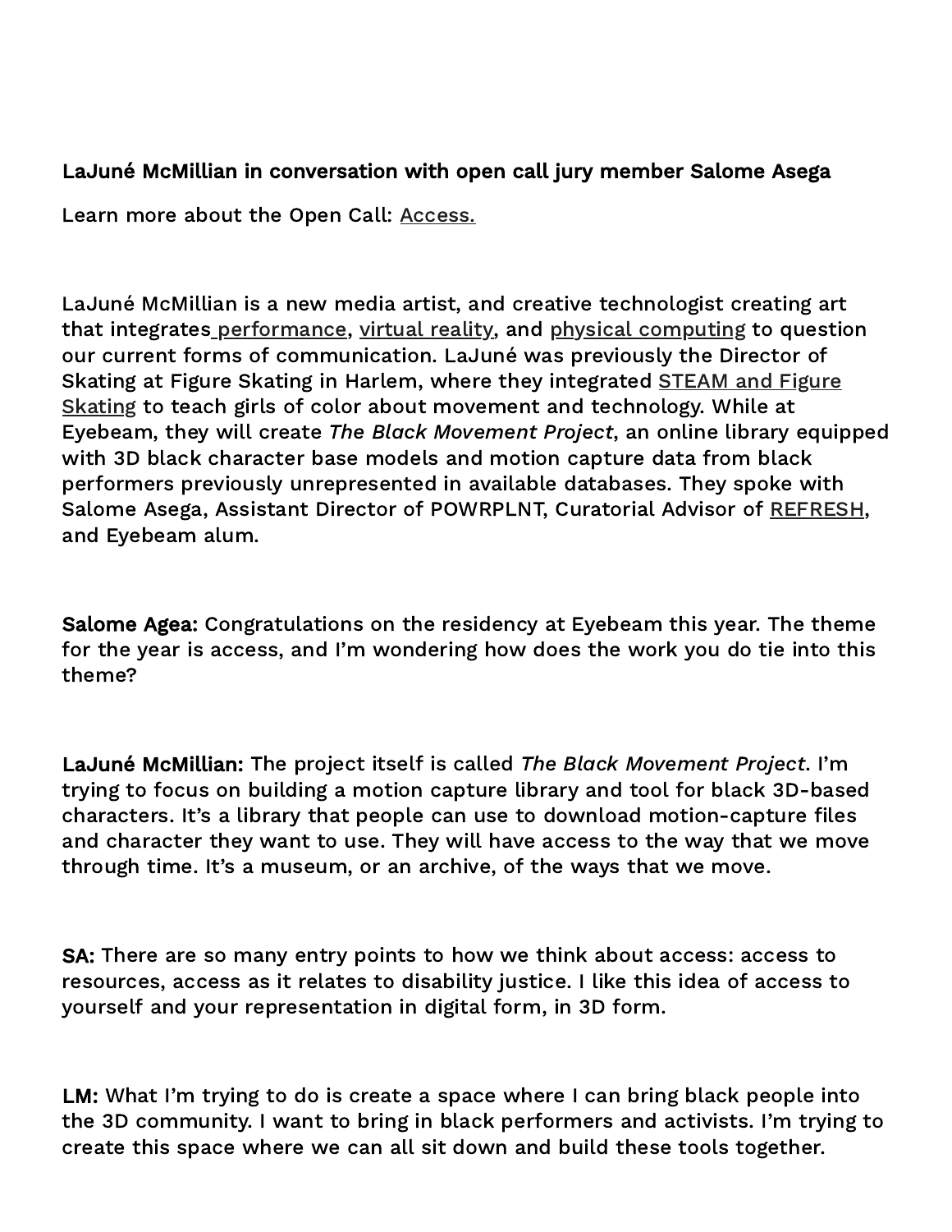**LaJuné McMillian in conversation with open call jury member Salome Asega**

Learn more about the Open Call: Access.

LaJuné McMillian is a new media artist, and creative technologist creating art that integrates performance, virtual reality, and physical computing to question our current forms of communication. LaJuné was previously the Director of Skating at Figure Skating in Harlem, where they integrated STEAM and Figure Skating to teach girls of color about movement and technology. While at Eyebeam, they will create *The Black Movement Project*, an online library equipped with 3D black character base models and motion capture data from black performers previously unrepresented in available databases. They spoke with Salome Asega, Assistant Director of POWRPLNT, Curatorial Advisor of REFRESH, and Eyebeam alum.

**Salome Agea:** Congratulations on the residency at Eyebeam this year. The theme for the year is access, and I'm wondering how does the work you do tie into this theme?

**LaJuné McMillian:** The project itself is called *The Black Movement Project*. I'm trying to focus on building a motion capture library and tool for black 3D-based characters. It's a library that people can use to download motion-capture files and character they want to use. They will have access to the way that we move through time. It's a museum, or an archive, of the ways that we move.

**SA:** There are so many entry points to how we think about access: access to resources, access as it relates to disability justice. I like this idea of access to yourself and your representation in digital form, in 3D form.

**LM:** What I'm trying to do is create a space where I can bring black people into the 3D community. I want to bring in black performers and activists. I'm trying to create this space where we can all sit down and build these tools together.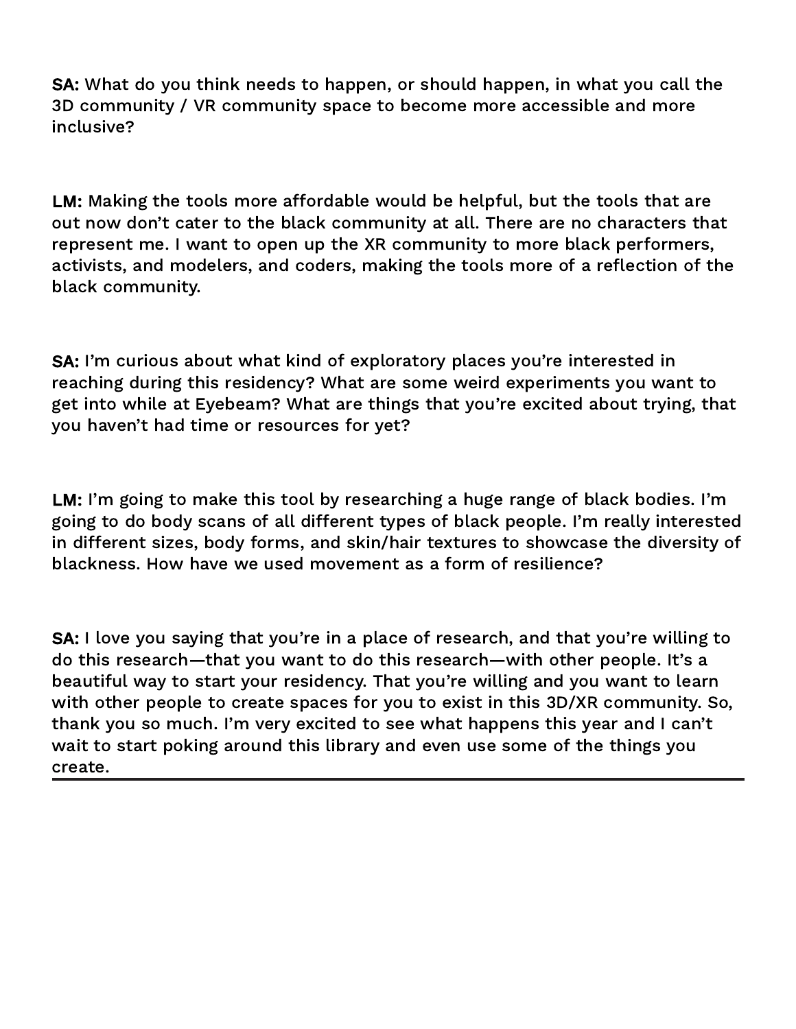**SA:** What do you think needs to happen, or should happen, in what you call the 3D community / VR community space to become more accessible and more inclusive?

**LM:** Making the tools more affordable would be helpful, but the tools that are out now don't cater to the black community at all. There are no characters that represent me. I want to open up the XR community to more black performers, activists, and modelers, and coders, making the tools more of a reflection of the black community.

**SA:** I'm curious about what kind of exploratory places you're interested in reaching during this residency? What are some weird experiments you want to get into while at Eyebeam? What are things that you're excited about trying, that you haven't had time or resources for yet?

**LM:** I'm going to make this tool by researching a huge range of black bodies. I'm going to do body scans of all different types of black people. I'm really interested in different sizes, body forms, and skin/hair textures to showcase the diversity of blackness. How have we used movement as a form of resilience?

**SA:** I love you saying that you're in a place of research, and that you're willing to do this research—that you want to do this research—with other people. It's a beautiful way to start your residency. That you're willing and you want to learn with other people to create spaces for you to exist in this 3D/XR community. So, thank you so much. I'm very excited to see what happens this year and I can't wait to start poking around this library and even use some of the things you create.

---